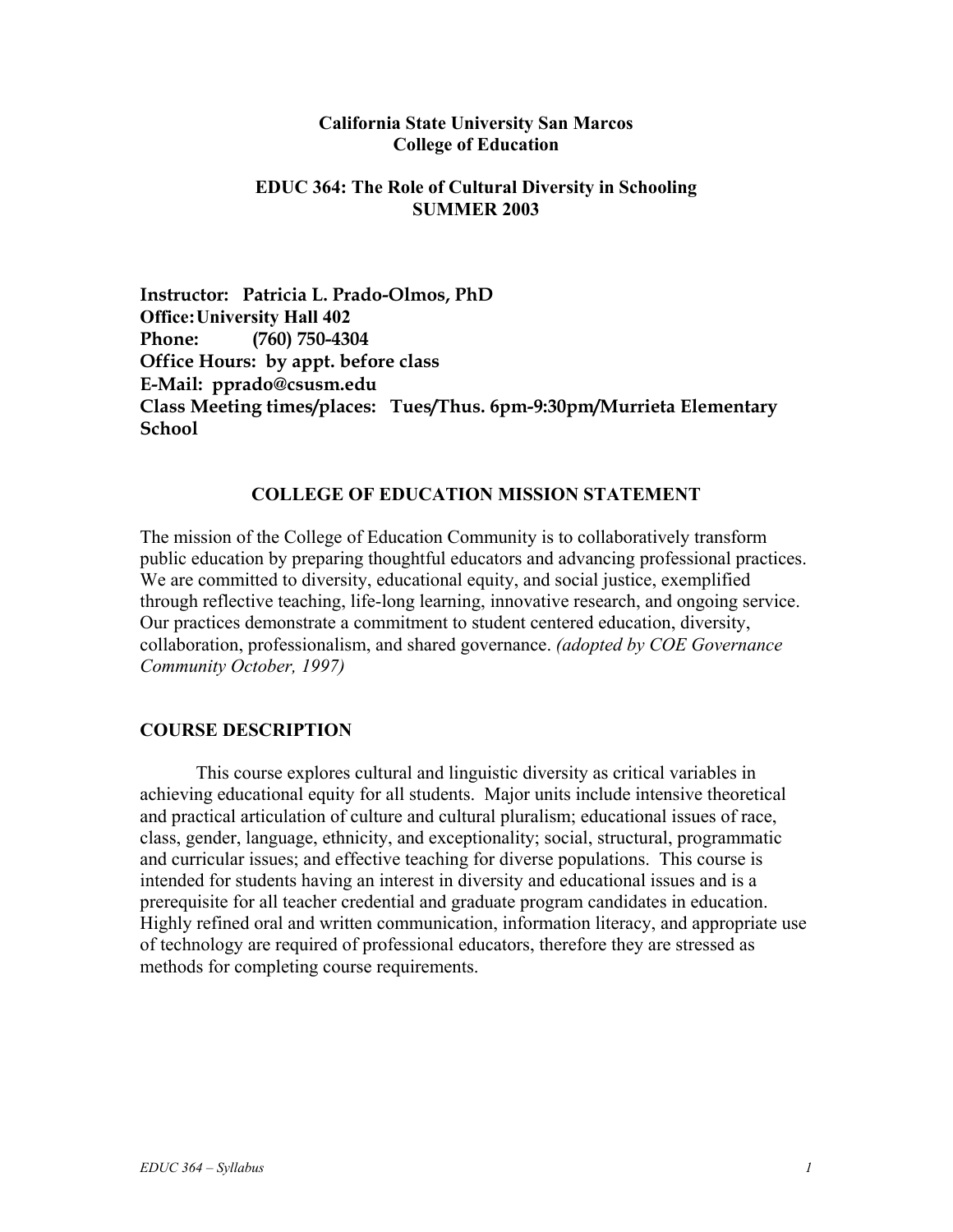**California State University San Marcos**
**College of Education**

**EDUC 364: The Role of Cultural Diversity in Schooling**
**SUMMER 2003**

**Instructor: Patricia L. Prado-Olmos, PhD**
**Office: University Hall 402**
**Phone: (760) 750-4304**
**Office Hours: by appt. before class**
**E-Mail: pprado@csusm.edu**
**Class Meeting times/places: Tues/Thus. 6pm-9:30pm/Murrieta Elementary School**

## COLLEGE OF EDUCATION MISSION STATEMENT

The mission of the College of Education Community is to collaboratively transform public education by preparing thoughtful educators and advancing professional practices. We are committed to diversity, educational equity, and social justice, exemplified through reflective teaching, life-long learning, innovative research, and ongoing service. Our practices demonstrate a commitment to student centered education, diversity, collaboration, professionalism, and shared governance. *(adopted by COE Governance Community October, 1997)*

## COURSE DESCRIPTION

This course explores cultural and linguistic diversity as critical variables in achieving educational equity for all students. Major units include intensive theoretical and practical articulation of culture and cultural pluralism; educational issues of race, class, gender, language, ethnicity, and exceptionality; social, structural, programmatic and curricular issues; and effective teaching for diverse populations. This course is intended for students having an interest in diversity and educational issues and is a prerequisite for all teacher credential and graduate program candidates in education. Highly refined oral and written communication, information literacy, and appropriate use of technology are required of professional educators, therefore they are stressed as methods for completing course requirements.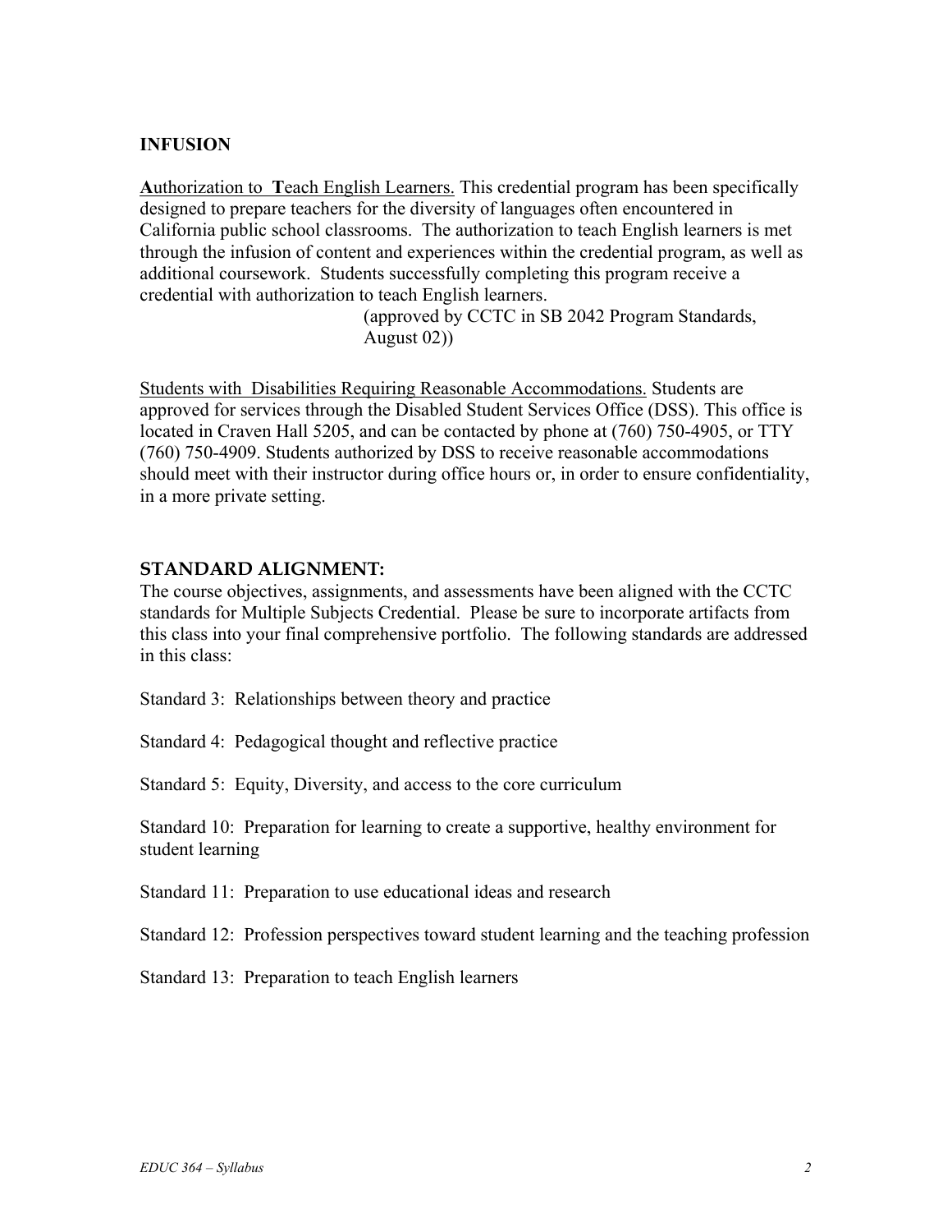## INFUSION

<u>**A**uthorization to **T**each English Learners.</u> This credential program has been specifically designed to prepare teachers for the diversity of languages often encountered in California public school classrooms. The authorization to teach English learners is met through the infusion of content and experiences within the credential program, as well as additional coursework. Students successfully completing this program receive a credential with authorization to teach English learners.

(approved by CCTC in SB 2042 Program Standards, August 02))

<u>Students with Disabilities Requiring Reasonable Accommodations.</u> Students are approved for services through the Disabled Student Services Office (DSS). This office is located in Craven Hall 5205, and can be contacted by phone at (760) 750-4905, or TTY (760) 750-4909. Students authorized by DSS to receive reasonable accommodations should meet with their instructor during office hours or, in order to ensure confidentiality, in a more private setting.

## STANDARD ALIGNMENT:

The course objectives, assignments, and assessments have been aligned with the CCTC standards for Multiple Subjects Credential. Please be sure to incorporate artifacts from this class into your final comprehensive portfolio. The following standards are addressed in this class:

Standard 3: Relationships between theory and practice

Standard 4: Pedagogical thought and reflective practice

Standard 5: Equity, Diversity, and access to the core curriculum

Standard 10: Preparation for learning to create a supportive, healthy environment for student learning

Standard 11: Preparation to use educational ideas and research

Standard 12: Profession perspectives toward student learning and the teaching profession

Standard 13: Preparation to teach English learners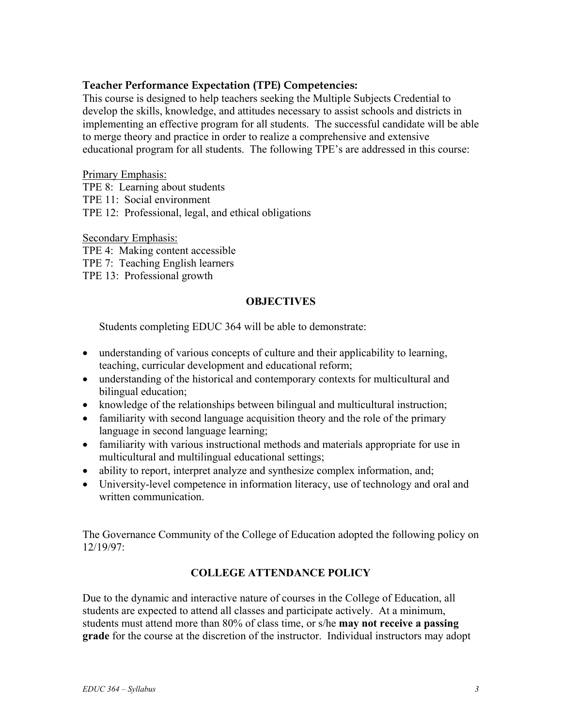**Teacher Performance Expectation (TPE) Competencies:**

This course is designed to help teachers seeking the Multiple Subjects Credential to develop the skills, knowledge, and attitudes necessary to assist schools and districts in implementing an effective program for all students. The successful candidate will be able to merge theory and practice in order to realize a comprehensive and extensive educational program for all students. The following TPE's are addressed in this course:

Primary Emphasis:

TPE 8: Learning about students
TPE 11: Social environment
TPE 12: Professional, legal, and ethical obligations

Secondary Emphasis:

TPE 4: Making content accessible
TPE 7: Teaching English learners
TPE 13: Professional growth

## OBJECTIVES

Students completing EDUC 364 will be able to demonstrate:

- understanding of various concepts of culture and their applicability to learning, teaching, curricular development and educational reform;
- understanding of the historical and contemporary contexts for multicultural and bilingual education;
- knowledge of the relationships between bilingual and multicultural instruction;
- familiarity with second language acquisition theory and the role of the primary language in second language learning;
- familiarity with various instructional methods and materials appropriate for use in multicultural and multilingual educational settings;
- ability to report, interpret analyze and synthesize complex information, and;
- University-level competence in information literacy, use of technology and oral and written communication.

The Governance Community of the College of Education adopted the following policy on 12/19/97:

## COLLEGE ATTENDANCE POLICY

Due to the dynamic and interactive nature of courses in the College of Education, all students are expected to attend all classes and participate actively. At a minimum, students must attend more than 80% of class time, or s/he **may not receive a passing grade** for the course at the discretion of the instructor. Individual instructors may adopt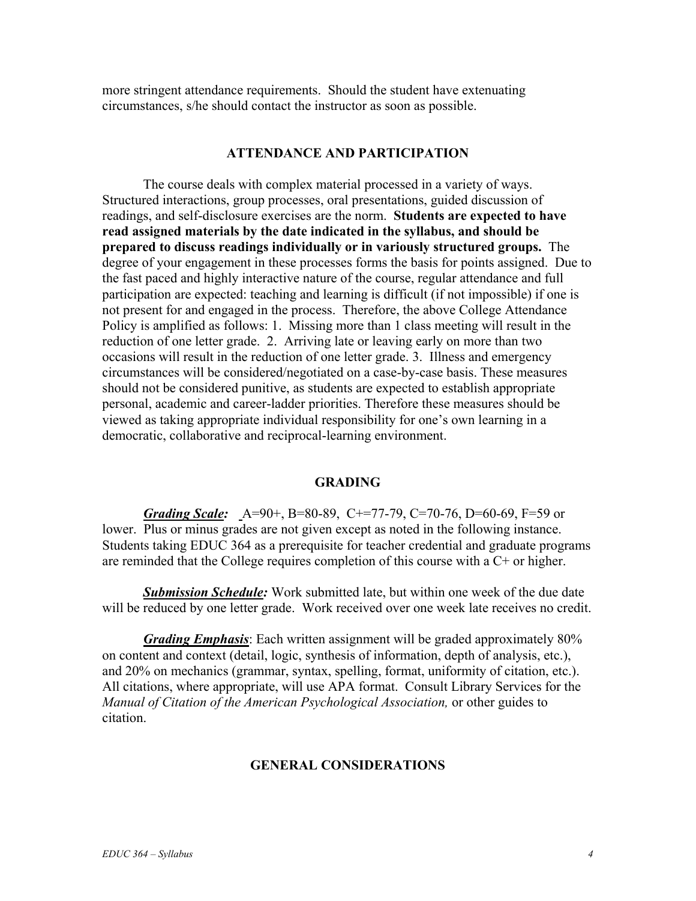more stringent attendance requirements. Should the student have extenuating circumstances, s/he should contact the instructor as soon as possible.

## ATTENDANCE AND PARTICIPATION

The course deals with complex material processed in a variety of ways. Structured interactions, group processes, oral presentations, guided discussion of readings, and self-disclosure exercises are the norm. **Students are expected to have read assigned materials by the date indicated in the syllabus, and should be prepared to discuss readings individually or in variously structured groups.** The degree of your engagement in these processes forms the basis for points assigned. Due to the fast paced and highly interactive nature of the course, regular attendance and full participation are expected: teaching and learning is difficult (if not impossible) if one is not present for and engaged in the process. Therefore, the above College Attendance Policy is amplified as follows: 1. Missing more than 1 class meeting will result in the reduction of one letter grade. 2. Arriving late or leaving early on more than two occasions will result in the reduction of one letter grade. 3. Illness and emergency circumstances will be considered/negotiated on a case-by-case basis. These measures should not be considered punitive, as students are expected to establish appropriate personal, academic and career-ladder priorities. Therefore these measures should be viewed as taking appropriate individual responsibility for one's own learning in a democratic, collaborative and reciprocal-learning environment.

## GRADING

***Grading Scale:*** A=90+, B=80-89, C+=77-79, C=70-76, D=60-69, F=59 or lower. Plus or minus grades are not given except as noted in the following instance. Students taking EDUC 364 as a prerequisite for teacher credential and graduate programs are reminded that the College requires completion of this course with a C+ or higher.

***Submission Schedule:*** Work submitted late, but within one week of the due date will be reduced by one letter grade. Work received over one week late receives no credit.

***Grading Emphasis***: Each written assignment will be graded approximately 80% on content and context (detail, logic, synthesis of information, depth of analysis, etc.), and 20% on mechanics (grammar, syntax, spelling, format, uniformity of citation, etc.). All citations, where appropriate, will use APA format. Consult Library Services for the *Manual of Citation of the American Psychological Association,* or other guides to citation.

## GENERAL CONSIDERATIONS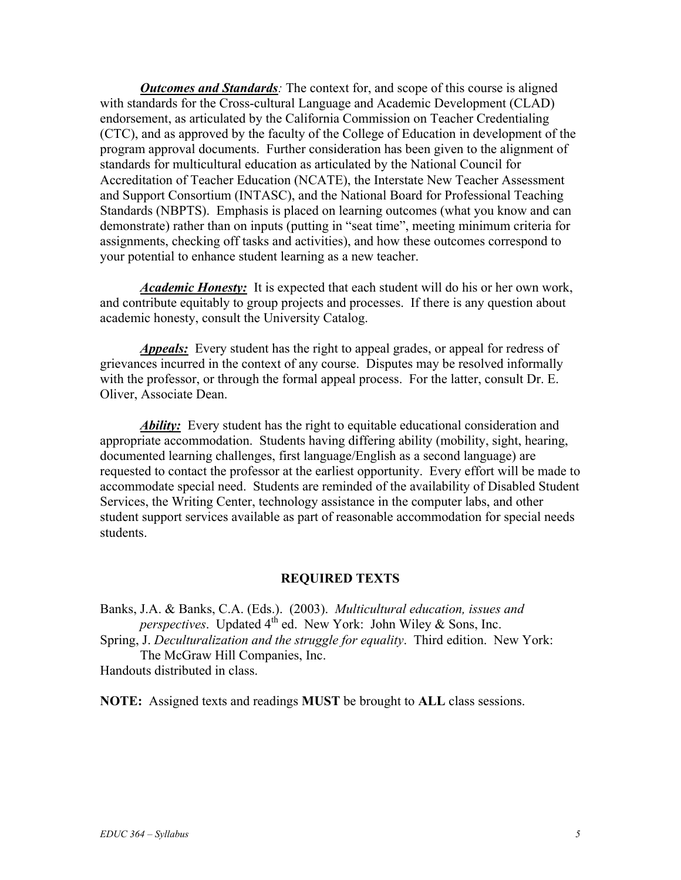***Outcomes and Standards**:* The context for, and scope of this course is aligned with standards for the Cross-cultural Language and Academic Development (CLAD) endorsement, as articulated by the California Commission on Teacher Credentialing (CTC), and as approved by the faculty of the College of Education in development of the program approval documents. Further consideration has been given to the alignment of standards for multicultural education as articulated by the National Council for Accreditation of Teacher Education (NCATE), the Interstate New Teacher Assessment and Support Consortium (INTASC), and the National Board for Professional Teaching Standards (NBPTS). Emphasis is placed on learning outcomes (what you know and can demonstrate) rather than on inputs (putting in "seat time", meeting minimum criteria for assignments, checking off tasks and activities), and how these outcomes correspond to your potential to enhance student learning as a new teacher.

***Academic Honesty:*** It is expected that each student will do his or her own work, and contribute equitably to group projects and processes. If there is any question about academic honesty, consult the University Catalog.

***Appeals:*** Every student has the right to appeal grades, or appeal for redress of grievances incurred in the context of any course. Disputes may be resolved informally with the professor, or through the formal appeal process. For the latter, consult Dr. E. Oliver, Associate Dean.

***Ability:*** Every student has the right to equitable educational consideration and appropriate accommodation. Students having differing ability (mobility, sight, hearing, documented learning challenges, first language/English as a second language) are requested to contact the professor at the earliest opportunity. Every effort will be made to accommodate special need. Students are reminded of the availability of Disabled Student Services, the Writing Center, technology assistance in the computer labs, and other student support services available as part of reasonable accommodation for special needs students.

## REQUIRED TEXTS

Banks, J.A. & Banks, C.A. (Eds.). (2003). *Multicultural education, issues and perspectives*. Updated 4th ed. New York: John Wiley & Sons, Inc.

Spring, J. *Deculturalization and the struggle for equality*. Third edition. New York: The McGraw Hill Companies, Inc.

Handouts distributed in class.

**NOTE:** Assigned texts and readings **MUST** be brought to **ALL** class sessions.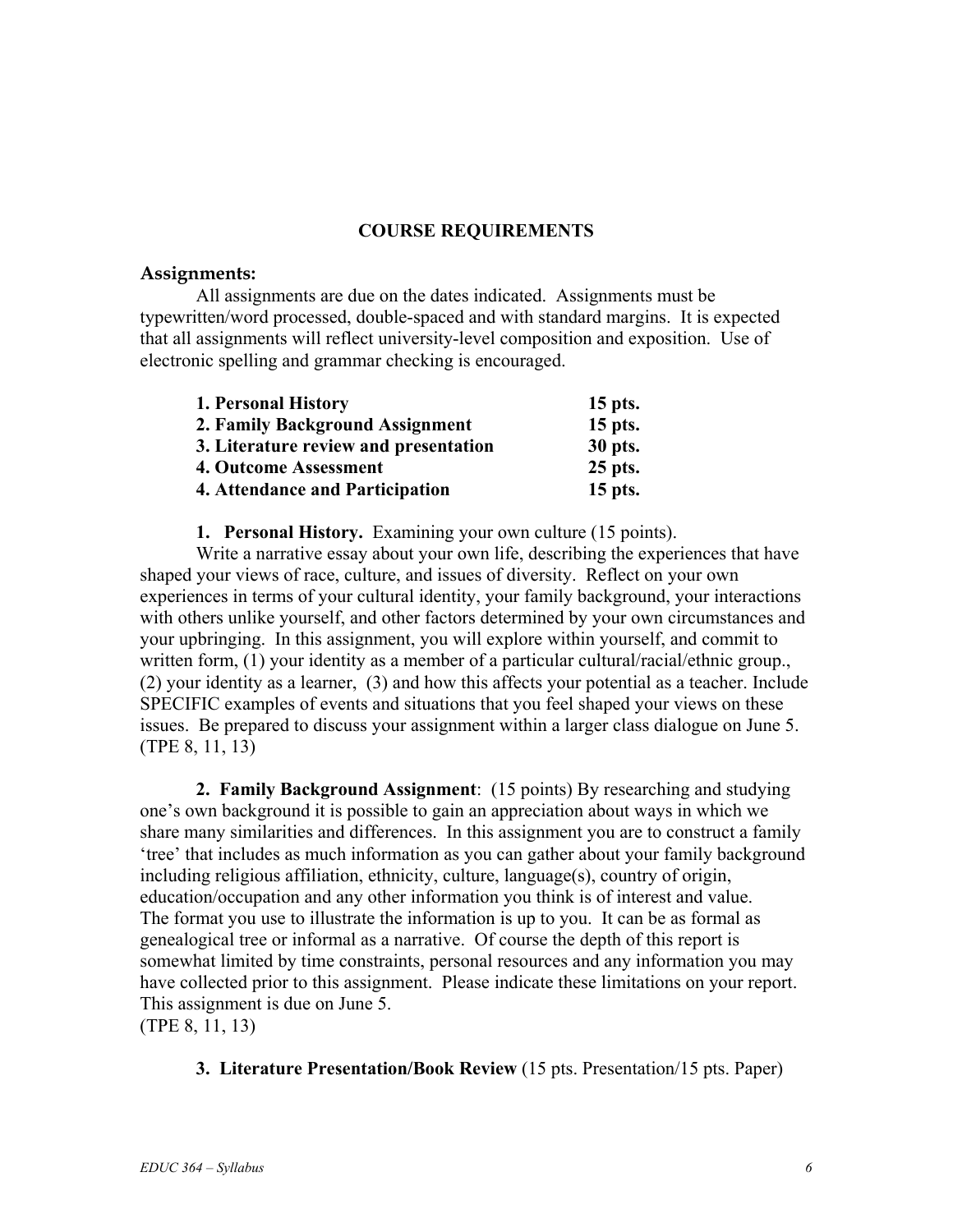## COURSE REQUIREMENTS

### Assignments:

All assignments are due on the dates indicated. Assignments must be typewritten/word processed, double-spaced and with standard margins. It is expected that all assignments will reflect university-level composition and exposition. Use of electronic spelling and grammar checking is encouraged.

| | |
|---|---|
| **1. Personal History** | **15 pts.** |
| **2. Family Background Assignment** | **15 pts.** |
| **3. Literature review and presentation** | **30 pts.** |
| **4. Outcome Assessment** | **25 pts.** |
| **4. Attendance and Participation** | **15 pts.** |

**1. Personal History.** Examining your own culture (15 points).

Write a narrative essay about your own life, describing the experiences that have shaped your views of race, culture, and issues of diversity. Reflect on your own experiences in terms of your cultural identity, your family background, your interactions with others unlike yourself, and other factors determined by your own circumstances and your upbringing. In this assignment, you will explore within yourself, and commit to written form, (1) your identity as a member of a particular cultural/racial/ethnic group., (2) your identity as a learner, (3) and how this affects your potential as a teacher. Include SPECIFIC examples of events and situations that you feel shaped your views on these issues. Be prepared to discuss your assignment within a larger class dialogue on June 5. (TPE 8, 11, 13)

**2. Family Background Assignment**: (15 points) By researching and studying one's own background it is possible to gain an appreciation about ways in which we share many similarities and differences. In this assignment you are to construct a family 'tree' that includes as much information as you can gather about your family background including religious affiliation, ethnicity, culture, language(s), country of origin, education/occupation and any other information you think is of interest and value. The format you use to illustrate the information is up to you. It can be as formal as genealogical tree or informal as a narrative. Of course the depth of this report is somewhat limited by time constraints, personal resources and any information you may have collected prior to this assignment. Please indicate these limitations on your report. This assignment is due on June 5.
(TPE 8, 11, 13)

**3. Literature Presentation/Book Review** (15 pts. Presentation/15 pts. Paper)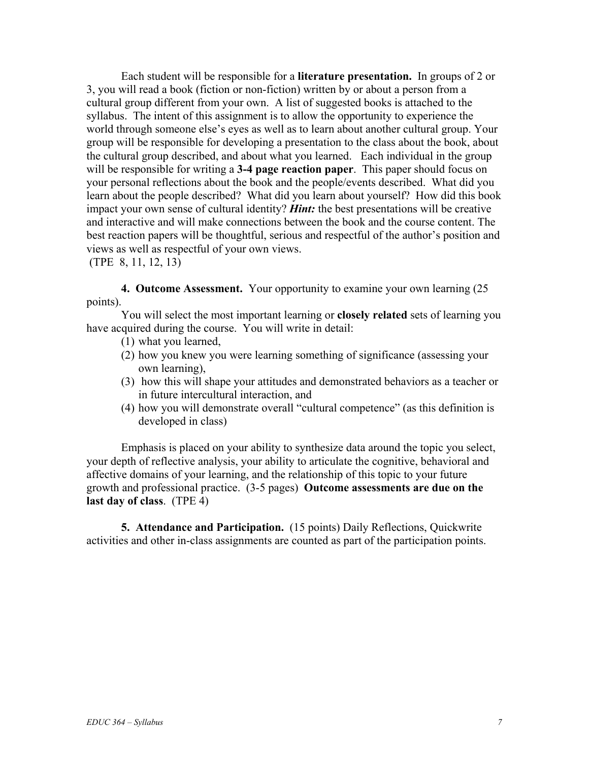Each student will be responsible for a **literature presentation.** In groups of 2 or 3, you will read a book (fiction or non-fiction) written by or about a person from a cultural group different from your own. A list of suggested books is attached to the syllabus. The intent of this assignment is to allow the opportunity to experience the world through someone else's eyes as well as to learn about another cultural group. Your group will be responsible for developing a presentation to the class about the book, about the cultural group described, and about what you learned. Each individual in the group will be responsible for writing a **3-4 page reaction paper**. This paper should focus on your personal reflections about the book and the people/events described. What did you learn about the people described? What did you learn about yourself? How did this book impact your own sense of cultural identity? ***Hint:*** the best presentations will be creative and interactive and will make connections between the book and the course content. The best reaction papers will be thoughtful, serious and respectful of the author's position and views as well as respectful of your own views.
(TPE 8, 11, 12, 13)

**4. Outcome Assessment.** Your opportunity to examine your own learning (25 points).

You will select the most important learning or **closely related** sets of learning you have acquired during the course. You will write in detail:

(1) what you learned,
(2) how you knew you were learning something of significance (assessing your own learning),
(3) how this will shape your attitudes and demonstrated behaviors as a teacher or in future intercultural interaction, and
(4) how you will demonstrate overall "cultural competence" (as this definition is developed in class)

Emphasis is placed on your ability to synthesize data around the topic you select, your depth of reflective analysis, your ability to articulate the cognitive, behavioral and affective domains of your learning, and the relationship of this topic to your future growth and professional practice. (3-5 pages) **Outcome assessments are due on the last day of class**. (TPE 4)

**5. Attendance and Participation.** (15 points) Daily Reflections, Quickwrite activities and other in-class assignments are counted as part of the participation points.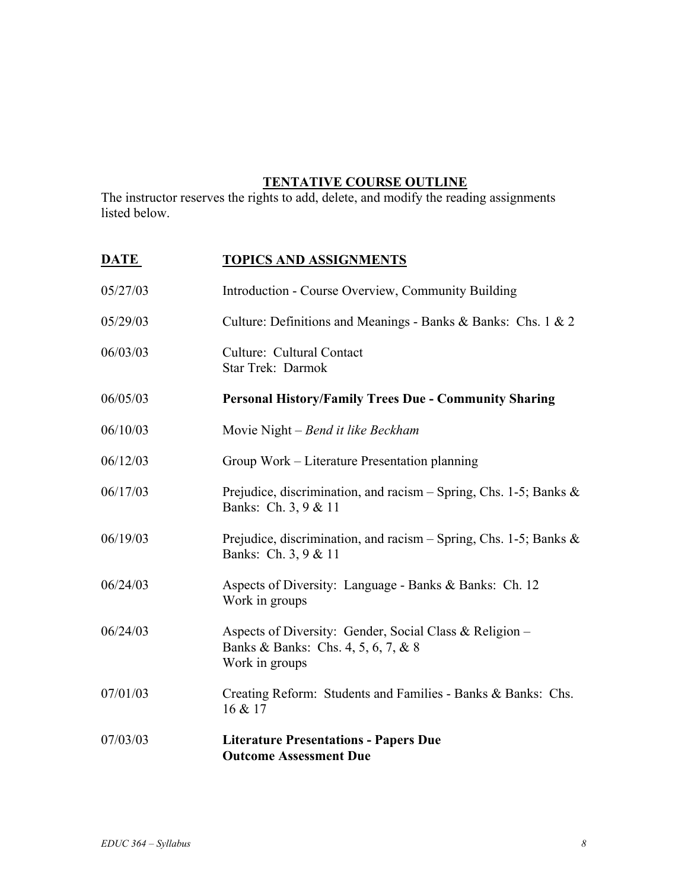## TENTATIVE COURSE OUTLINE

The instructor reserves the rights to add, delete, and modify the reading assignments listed below.

| DATE | TOPICS AND ASSIGNMENTS |
| --- | --- |
| 05/27/03 | Introduction - Course Overview, Community Building |
| 05/29/03 | Culture: Definitions and Meanings - Banks & Banks: Chs. 1 & 2 |
| 06/03/03 | Culture: Cultural Contact<br>Star Trek: Darmok |
| 06/05/03 | **Personal History/Family Trees Due - Community Sharing** |
| 06/10/03 | Movie Night – *Bend it like Beckham* |
| 06/12/03 | Group Work – Literature Presentation planning |
| 06/17/03 | Prejudice, discrimination, and racism – Spring, Chs. 1-5; Banks & Banks: Ch. 3, 9 & 11 |
| 06/19/03 | Prejudice, discrimination, and racism – Spring, Chs. 1-5; Banks & Banks: Ch. 3, 9 & 11 |
| 06/24/03 | Aspects of Diversity: Language - Banks & Banks: Ch. 12<br>Work in groups |
| 06/24/03 | Aspects of Diversity: Gender, Social Class & Religion – Banks & Banks: Chs. 4, 5, 6, 7, & 8<br>Work in groups |
| 07/01/03 | Creating Reform: Students and Families - Banks & Banks: Chs. 16 & 17 |
| 07/03/03 | **Literature Presentations - Papers Due**<br>**Outcome Assessment Due** |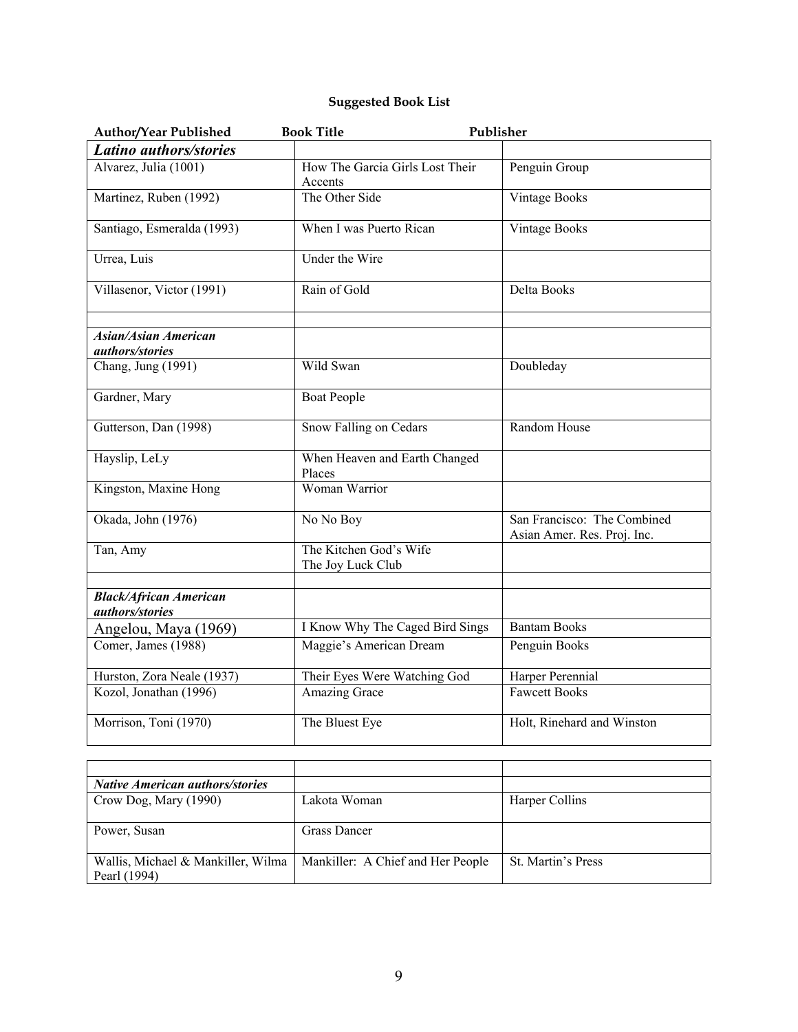**Suggested Book List**

| Author/Year Published | Book Title | Publisher |
|---|---|---|
| ***Latino authors/stories*** | | |
| Alvarez, Julia (1001) | How The Garcia Girls Lost Their Accents | Penguin Group |
| Martinez, Ruben (1992) | The Other Side | Vintage Books |
| Santiago, Esmeralda (1993) | When I was Puerto Rican | Vintage Books |
| Urrea, Luis | Under the Wire | |
| Villasenor, Victor (1991) | Rain of Gold | Delta Books |
| | | |
| ***Asian/Asian American authors/stories*** | | |
| Chang, Jung (1991) | Wild Swan | Doubleday |
| Gardner, Mary | Boat People | |
| Gutterson, Dan (1998) | Snow Falling on Cedars | Random House |
| Hayslip, LeLy | When Heaven and Earth Changed Places | |
| Kingston, Maxine Hong | Woman Warrior | |
| Okada, John (1976) | No No Boy | San Francisco: The Combined Asian Amer. Res. Proj. Inc. |
| Tan, Amy | The Kitchen God's Wife<br>The Joy Luck Club | |
| | | |
| ***Black/African American authors/stories*** | | |
| Angelou, Maya (1969) | I Know Why The Caged Bird Sings | Bantam Books |
| Comer, James (1988) | Maggie's American Dream | Penguin Books |
| Hurston, Zora Neale (1937) | Their Eyes Were Watching God | Harper Perennial |
| Kozol, Jonathan (1996) | Amazing Grace | Fawcett Books |
| Morrison, Toni (1970) | The Bluest Eye | Holt, Rinehard and Winston |
| | | |
| ***Native American authors/stories*** | | |
| Crow Dog, Mary (1990) | Lakota Woman | Harper Collins |
| Power, Susan | Grass Dancer | |
| Wallis, Michael & Mankiller, Wilma Pearl (1994) | Mankiller: A Chief and Her People | St. Martin's Press |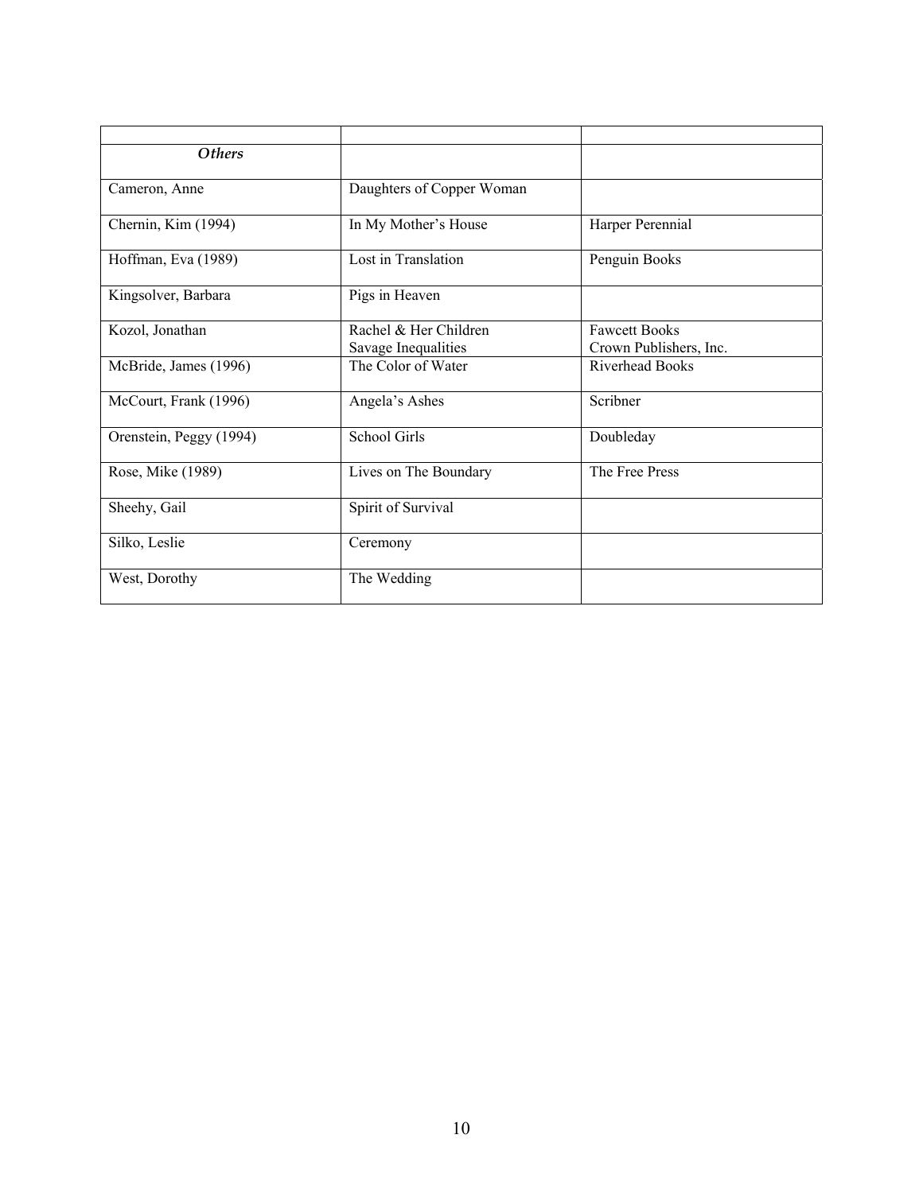| | | |
|---|---|---|
| ***Others*** | | |
| Cameron, Anne | Daughters of Copper Woman | |
| Chernin, Kim (1994) | In My Mother's House | Harper Perennial |
| Hoffman, Eva (1989) | Lost in Translation | Penguin Books |
| Kingsolver, Barbara | Pigs in Heaven | |
| Kozol, Jonathan | Rachel & Her Children<br>Savage Inequalities | Fawcett Books<br>Crown Publishers, Inc. |
| McBride, James (1996) | The Color of Water | Riverhead Books |
| McCourt, Frank (1996) | Angela's Ashes | Scribner |
| Orenstein, Peggy (1994) | School Girls | Doubleday |
| Rose, Mike (1989) | Lives on The Boundary | The Free Press |
| Sheehy, Gail | Spirit of Survival | |
| Silko, Leslie | Ceremony | |
| West, Dorothy | The Wedding | |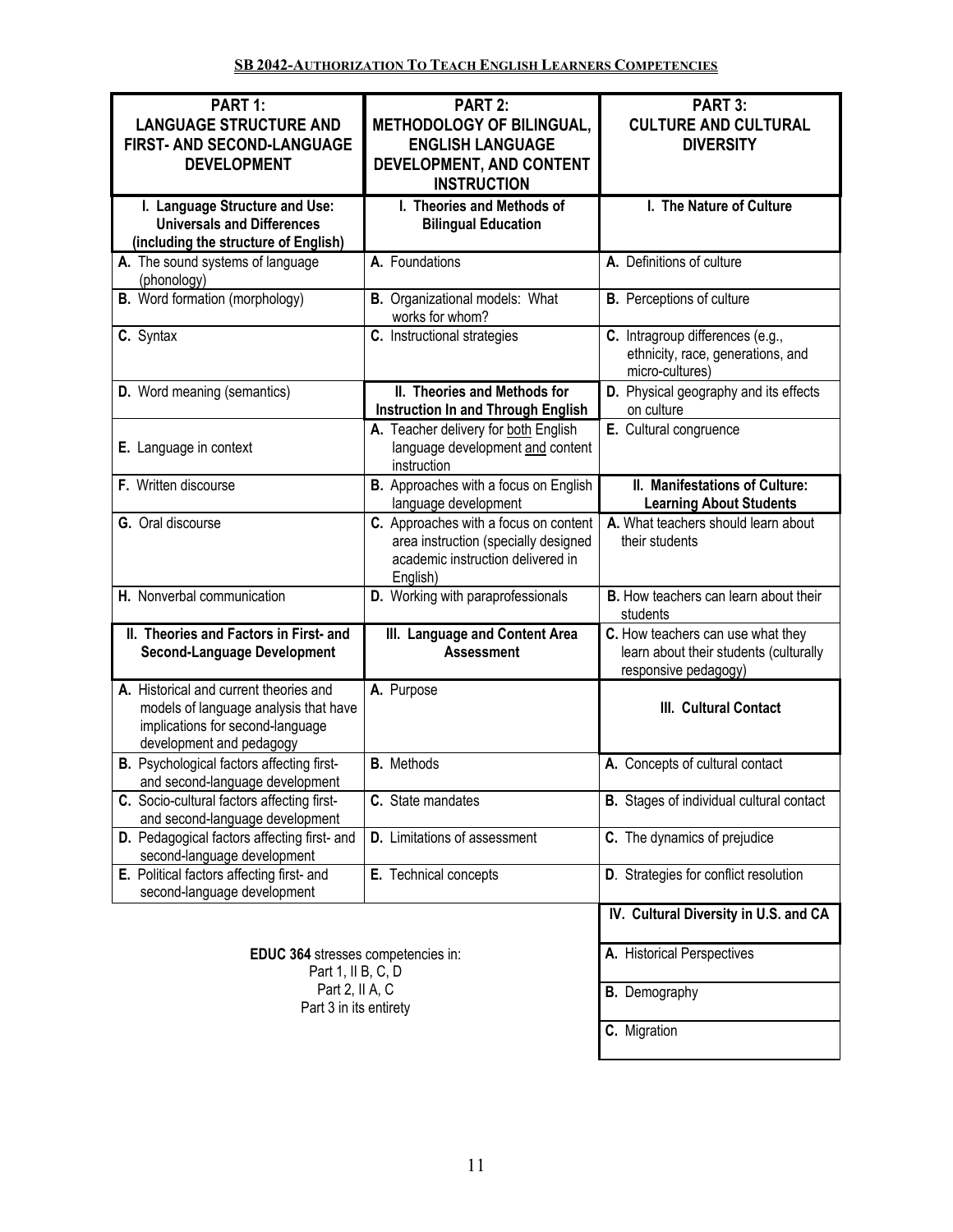## SB 2042-Authorization To Teach English Learners Competencies

| PART 1: LANGUAGE STRUCTURE AND FIRST- AND SECOND-LANGUAGE DEVELOPMENT | PART 2: METHODOLOGY OF BILINGUAL, ENGLISH LANGUAGE DEVELOPMENT, AND CONTENT INSTRUCTION | PART 3: CULTURE AND CULTURAL DIVERSITY |
|---|---|---|
| **I. Language Structure and Use: Universals and Differences (including the structure of English)** | **I. Theories and Methods of Bilingual Education** | **I. The Nature of Culture** |
| **A.** The sound systems of language (phonology) | **A.** Foundations | **A.** Definitions of culture |
| **B.** Word formation (morphology) | **B.** Organizational models: What works for whom? | **B.** Perceptions of culture |
| **C.** Syntax | **C.** Instructional strategies | **C.** Intragroup differences (e.g., ethnicity, race, generations, and micro-cultures) |
| **D.** Word meaning (semantics) | **II. Theories and Methods for Instruction In and Through English** | **D.** Physical geography and its effects on culture |
| **E.** Language in context | **A.** Teacher delivery for both English language development and content instruction | **E.** Cultural congruence |
| **F.** Written discourse | **B.** Approaches with a focus on English language development | **II. Manifestations of Culture: Learning About Students** |
| **G.** Oral discourse | **C.** Approaches with a focus on content area instruction (specially designed academic instruction delivered in English) | **A.** What teachers should learn about their students |
| **H.** Nonverbal communication | **D.** Working with paraprofessionals | **B.** How teachers can learn about their students |
| **II. Theories and Factors in First- and Second-Language Development** | **III. Language and Content Area Assessment** | **C.** How teachers can use what they learn about their students (culturally responsive pedagogy) |
| **A.** Historical and current theories and models of language analysis that have implications for second-language development and pedagogy | **A.** Purpose | **III. Cultural Contact** |
| **B.** Psychological factors affecting first- and second-language development | **B.** Methods | **A.** Concepts of cultural contact |
| **C.** Socio-cultural factors affecting first- and second-language development | **C.** State mandates | **B.** Stages of individual cultural contact |
| **D.** Pedagogical factors affecting first- and second-language development | **D.** Limitations of assessment | **C.** The dynamics of prejudice |
| **E.** Political factors affecting first- and second-language development | **E.** Technical concepts | **D**. Strategies for conflict resolution |
| | | **IV. Cultural Diversity in U.S. and CA** |
| | | **A.** Historical Perspectives |
| | | **B.** Demography |
| | | **C.** Migration |

**EDUC 364** stresses competencies in:
Part 1, II B, C, D
Part 2, II A, C
Part 3 in its entirety